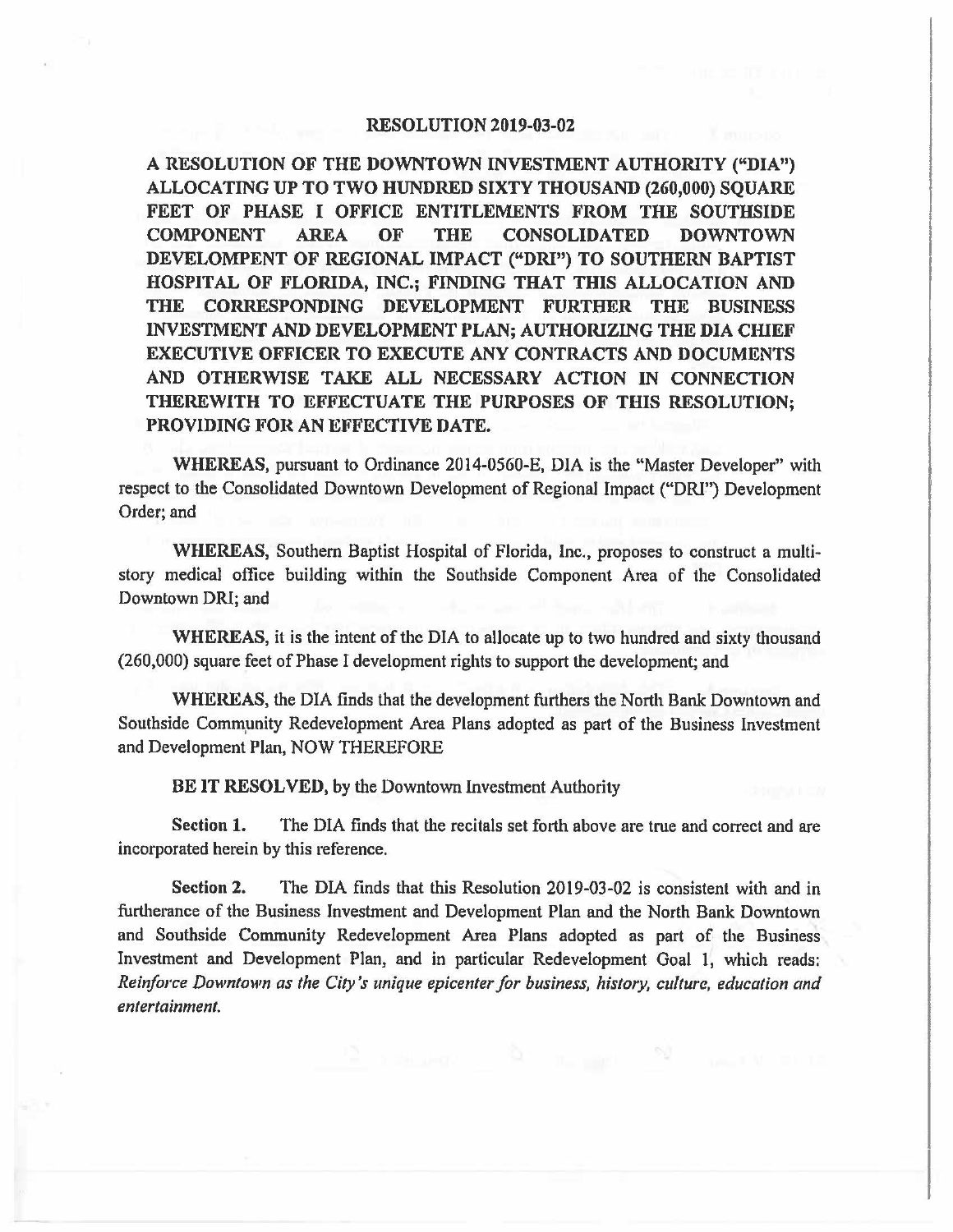# RESOLUTION 2019-03-02

**A RESOLUTION OF THE DOWNTOWN INVESTMENT AUTHORITY ("DIA") ALLOCATING UP TO TWO HUNDRED SIXTY THOUSAND (260,000) SQUARE FEET OF PHASE I OFFICE ENTITLEMENTS FROM THE SOUTHSIDE COMPONENT AREA OF THE CONSOLIDATED DOWNTOWN DEVELOMPENT OF REGIONAL IMPACT ("DRI") TO SOUTHERN BAPTIST HOSPITAL OF FLORIDA, INC.; FINDING THAT THIS ALLOCATION AND THE CORRESPONDING DEVELOPMENT FURTHER THE BUSINESS INVESTMENT AND DEVELOPMENT PLAN; AUTHORIZING THE DIA CHIEF EXECUTIVE OFFICER TO EXECUTE ANY CONTRACTS AND DOCUMENTS AND OTHERWISE TAKE ALL NECESSARY ACTION IN CONNECTION THEREWITH TO EFFECTUATE THE PURPOSES OF THIS RESOLUTION; PROVIDING FOR AN EFFECTIVE DATE.**

**WHEREAS,** pursuant to Ordinance 2014-0560-E, DIA is the "Master Developer" with respect to the Consolidated Downtown Development of Regional Impact ("DRI") Development Order; and

**WHEREAS,** Southern Baptist Hospital of Florida, Inc., proposes to construct a multi-story medical office building within the Southside Component Area of the Consolidated Downtown DRI; and

**WHEREAS,** it is the intent of the DIA to allocate up to two hundred and sixty thousand (260,000) square feet of Phase I development rights to support the development; and

**WHEREAS,** the DIA finds that the development furthers the North Bank Downtown and Southside Community Redevelopment Area Plans adopted as part of the Business Investment and Development Plan, NOW THEREFORE

**BE IT RESOLVED,** by the Downtown Investment Authority

**Section 1.** The DIA finds that the recitals set forth above are true and correct and are incorporated herein by this reference.

**Section 2.** The DIA finds that this Resolution 2019-03-02 is consistent with and in furtherance of the Business Investment and Development Plan and the North Bank Downtown and Southside Community Redevelopment Area Plans adopted as part of the Business Investment and Development Plan, and in particular Redevelopment Goal 1, which reads: *Reinforce Downtown as the City's unique epicenter for business, history, culture, education and entertainment.*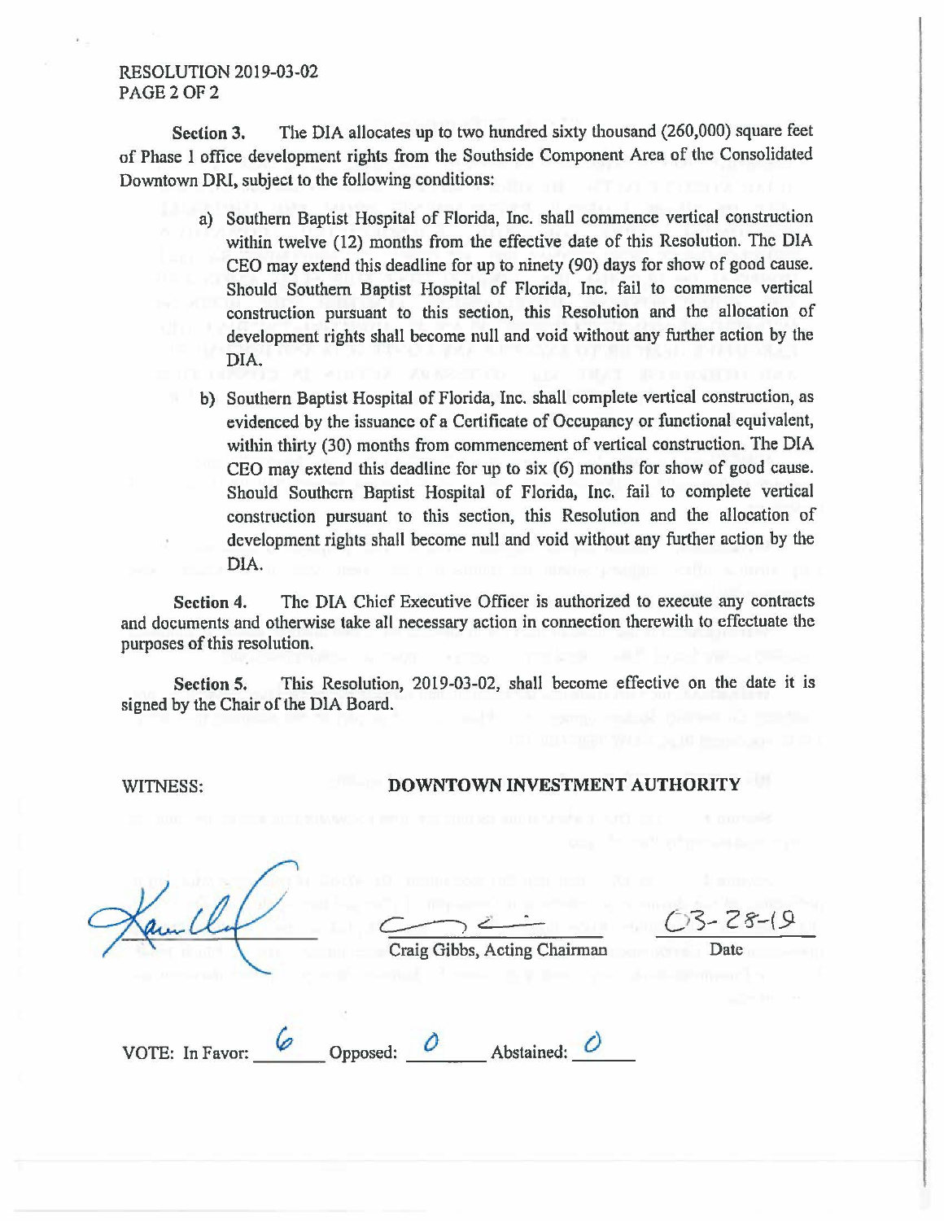RESOLUTION 2019-03-02

**Section 3.** The DIA allocates up to two hundred sixty thousand (260,000) square feet of Phase 1 office development rights from the Southside Component Area of the Consolidated Downtown DRI, subject to the following conditions:

a) Southern Baptist Hospital of Florida, Inc. shall commence vertical construction within twelve (12) months from the effective date of this Resolution. The DIA CEO may extend this deadline for up to ninety (90) days for show of good cause. Should Southern Baptist Hospital of Florida, Inc. fail to commence vertical construction pursuant to this section, this Resolution and the allocation of development rights shall become null and void without any further action by the DIA.

b) Southern Baptist Hospital of Florida, Inc. shall complete vertical construction, as evidenced by the issuance of a Certificate of Occupancy or functional equivalent, within thirty (30) months from commencement of vertical construction. The DIA CEO may extend this deadline for up to six (6) months for show of good cause. Should Southern Baptist Hospital of Florida, Inc. fail to complete vertical construction pursuant to this section, this Resolution and the allocation of development rights shall become null and void without any further action by the DIA.

**Section 4.** The DIA Chief Executive Officer is authorized to execute any contracts and documents and otherwise take all necessary action in connection therewith to effectuate the purposes of this resolution.

**Section 5.** This Resolution, 2019-03-02, shall become effective on the date it is signed by the Chair of the DIA Board.

WITNESS: **DOWNTOWN INVESTMENT AUTHORITY**

Craig Gibbs, Acting Chairman — Date: 03-28-19

VOTE: In Favor: 6 Opposed: 0 Abstained: 0